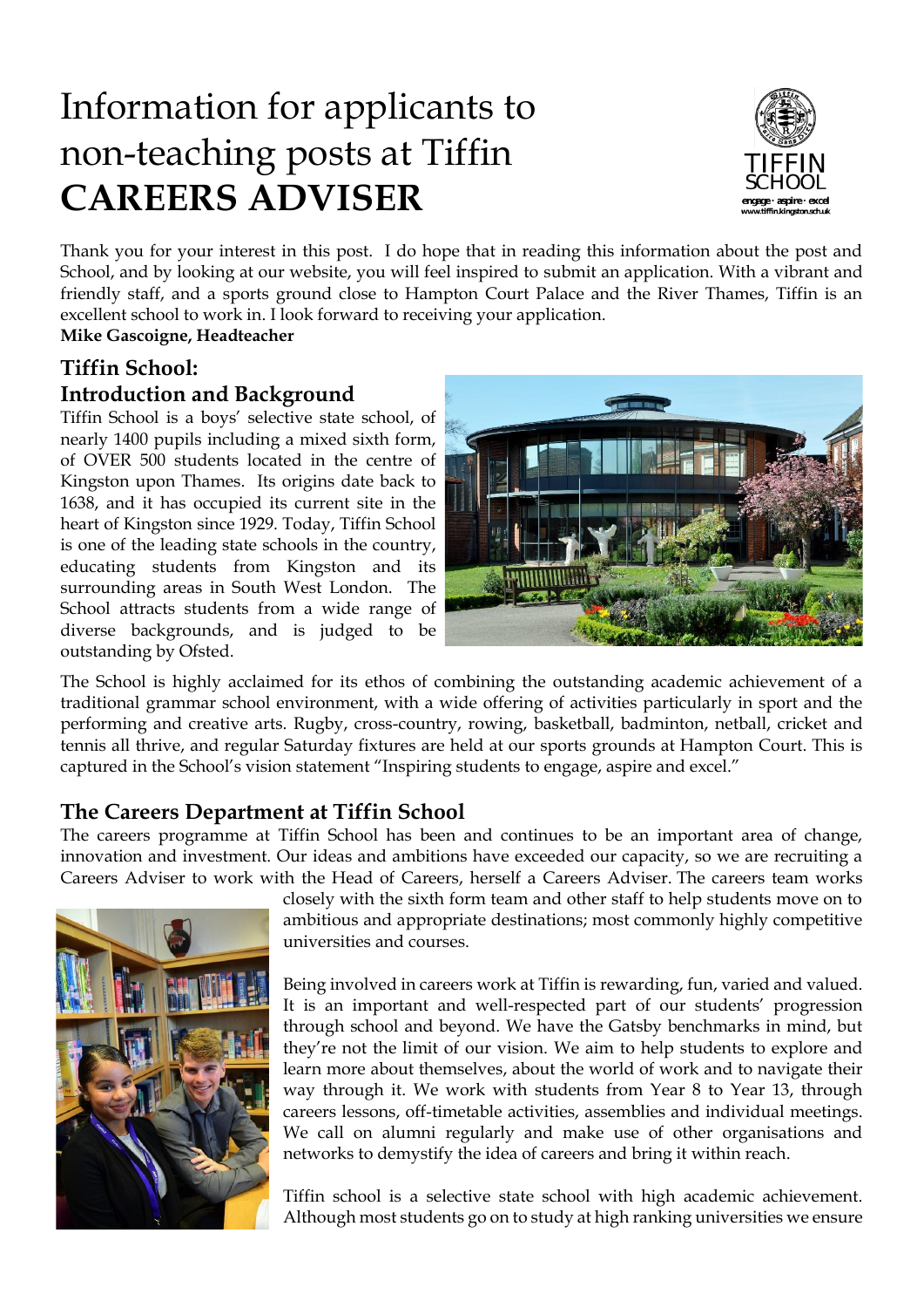# Information for applicants to non-teaching posts at Tiffin
# CAREERS ADVISER

Thank you for your interest in this post. I do hope that in reading this information about the post and School, and by looking at our website, you will feel inspired to submit an application. With a vibrant and friendly staff, and a sports ground close to Hampton Court Palace and the River Thames, Tiffin is an excellent school to work in. I look forward to receiving your application.
**Mike Gascoigne, Headteacher**

## Tiffin School: Introduction and Background

Tiffin School is a boys' selective state school, of nearly 1400 pupils including a mixed sixth form, of OVER 500 students located in the centre of Kingston upon Thames. Its origins date back to 1638, and it has occupied its current site in the heart of Kingston since 1929. Today, Tiffin School is one of the leading state schools in the country, educating students from Kingston and its surrounding areas in South West London. The School attracts students from a wide range of diverse backgrounds, and is judged to be outstanding by Ofsted.

The School is highly acclaimed for its ethos of combining the outstanding academic achievement of a traditional grammar school environment, with a wide offering of activities particularly in sport and the performing and creative arts. Rugby, cross-country, rowing, basketball, badminton, netball, cricket and tennis all thrive, and regular Saturday fixtures are held at our sports grounds at Hampton Court. This is captured in the School's vision statement "Inspiring students to engage, aspire and excel."

## The Careers Department at Tiffin School

The careers programme at Tiffin School has been and continues to be an important area of change, innovation and investment. Our ideas and ambitions have exceeded our capacity, so we are recruiting a Careers Adviser to work with the Head of Careers, herself a Careers Adviser. The careers team works closely with the sixth form team and other staff to help students move on to ambitious and appropriate destinations; most commonly highly competitive universities and courses.

Being involved in careers work at Tiffin is rewarding, fun, varied and valued. It is an important and well-respected part of our students' progression through school and beyond. We have the Gatsby benchmarks in mind, but they're not the limit of our vision. We aim to help students to explore and learn more about themselves, about the world of work and to navigate their way through it. We work with students from Year 8 to Year 13, through careers lessons, off-timetable activities, assemblies and individual meetings. We call on alumni regularly and make use of other organisations and networks to demystify the idea of careers and bring it within reach.

Tiffin school is a selective state school with high academic achievement. Although most students go on to study at high ranking universities we ensure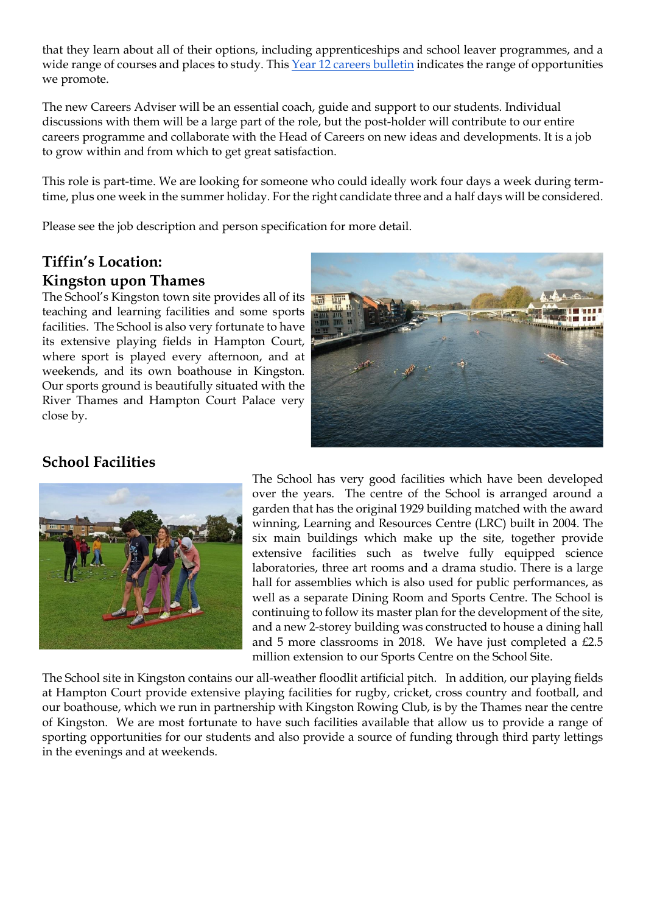that they learn about all of their options, including apprenticeships and school leaver programmes, and a wide range of courses and places to study. This [Year 12 careers bulletin] indicates the range of opportunities we promote.

The new Careers Adviser will be an essential coach, guide and support to our students. Individual discussions with them will be a large part of the role, but the post-holder will contribute to our entire careers programme and collaborate with the Head of Careers on new ideas and developments. It is a job to grow within and from which to get great satisfaction.

This role is part-time. We are looking for someone who could ideally work four days a week during term-time, plus one week in the summer holiday. For the right candidate three and a half days will be considered.

Please see the job description and person specification for more detail.

## Tiffin's Location: Kingston upon Thames

The School's Kingston town site provides all of its teaching and learning facilities and some sports facilities. The School is also very fortunate to have its extensive playing fields in Hampton Court, where sport is played every afternoon, and at weekends, and its own boathouse in Kingston. Our sports ground is beautifully situated with the River Thames and Hampton Court Palace very close by.

## School Facilities

The School has very good facilities which have been developed over the years. The centre of the School is arranged around a garden that has the original 1929 building matched with the award winning, Learning and Resources Centre (LRC) built in 2004. The six main buildings which make up the site, together provide extensive facilities such as twelve fully equipped science laboratories, three art rooms and a drama studio. There is a large hall for assemblies which is also used for public performances, as well as a separate Dining Room and Sports Centre. The School is continuing to follow its master plan for the development of the site, and a new 2-storey building was constructed to house a dining hall and 5 more classrooms in 2018. We have just completed a £2.5 million extension to our Sports Centre on the School Site.

The School site in Kingston contains our all-weather floodlit artificial pitch. In addition, our playing fields at Hampton Court provide extensive playing facilities for rugby, cricket, cross country and football, and our boathouse, which we run in partnership with Kingston Rowing Club, is by the Thames near the centre of Kingston. We are most fortunate to have such facilities available that allow us to provide a range of sporting opportunities for our students and also provide a source of funding through third party lettings in the evenings and at weekends.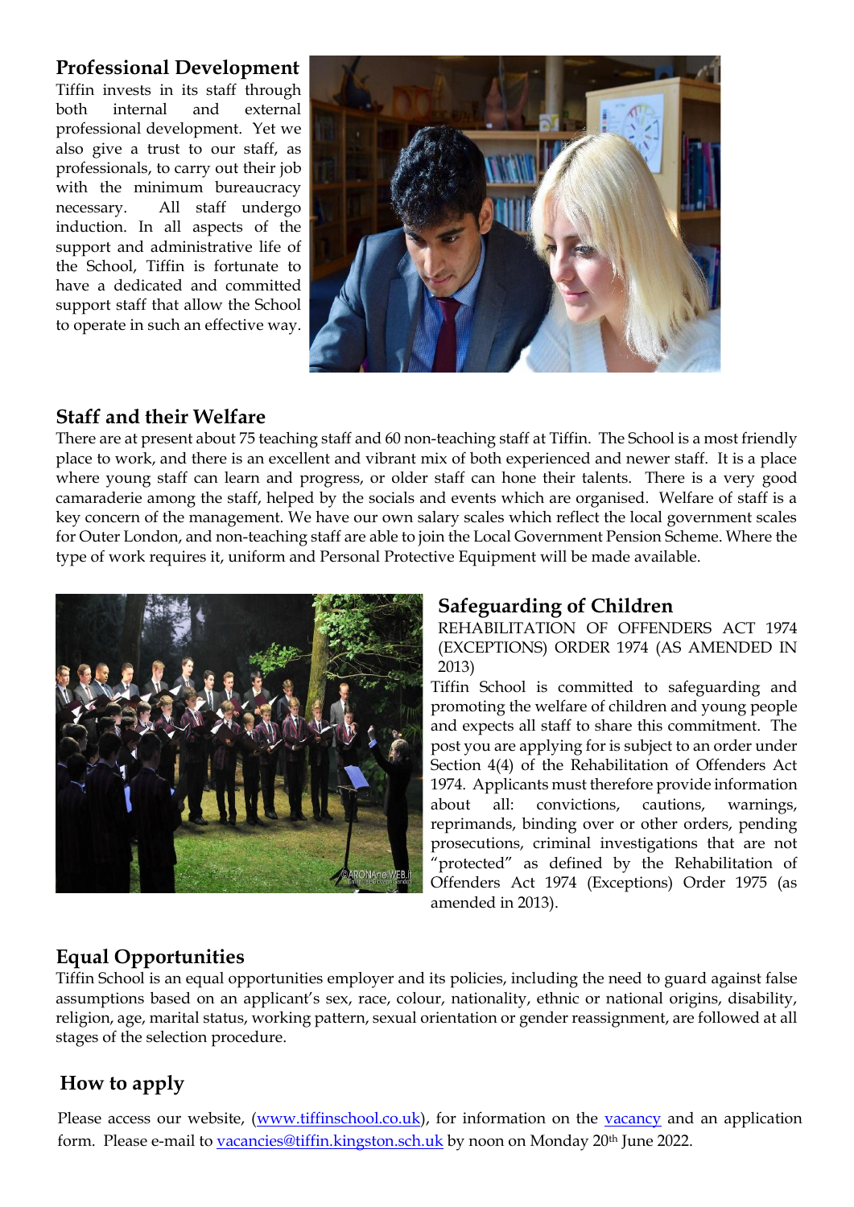## Professional Development

Tiffin invests in its staff through both internal and external professional development. Yet we also give a trust to our staff, as professionals, to carry out their job with the minimum bureaucracy necessary. All staff undergo induction. In all aspects of the support and administrative life of the School, Tiffin is fortunate to have a dedicated and committed support staff that allow the School to operate in such an effective way.

## Staff and their Welfare

There are at present about 75 teaching staff and 60 non-teaching staff at Tiffin. The School is a most friendly place to work, and there is an excellent and vibrant mix of both experienced and newer staff. It is a place where young staff can learn and progress, or older staff can hone their talents. There is a very good camaraderie among the staff, helped by the socials and events which are organised. Welfare of staff is a key concern of the management. We have our own salary scales which reflect the local government scales for Outer London, and non-teaching staff are able to join the Local Government Pension Scheme. Where the type of work requires it, uniform and Personal Protective Equipment will be made available.

## Safeguarding of Children

REHABILITATION OF OFFENDERS ACT 1974 (EXCEPTIONS) ORDER 1974 (AS AMENDED IN 2013)

Tiffin School is committed to safeguarding and promoting the welfare of children and young people and expects all staff to share this commitment. The post you are applying for is subject to an order under Section 4(4) of the Rehabilitation of Offenders Act 1974. Applicants must therefore provide information about all: convictions, cautions, warnings, reprimands, binding over or other orders, pending prosecutions, criminal investigations that are not "protected" as defined by the Rehabilitation of Offenders Act 1974 (Exceptions) Order 1975 (as amended in 2013).

## Equal Opportunities

Tiffin School is an equal opportunities employer and its policies, including the need to guard against false assumptions based on an applicant's sex, race, colour, nationality, ethnic or national origins, disability, religion, age, marital status, working pattern, sexual orientation or gender reassignment, are followed at all stages of the selection procedure.

## How to apply

Please access our website, (www.tiffinschool.co.uk), for information on the vacancy and an application form. Please e-mail to vacancies@tiffin.kingston.sch.uk by noon on Monday 20th June 2022.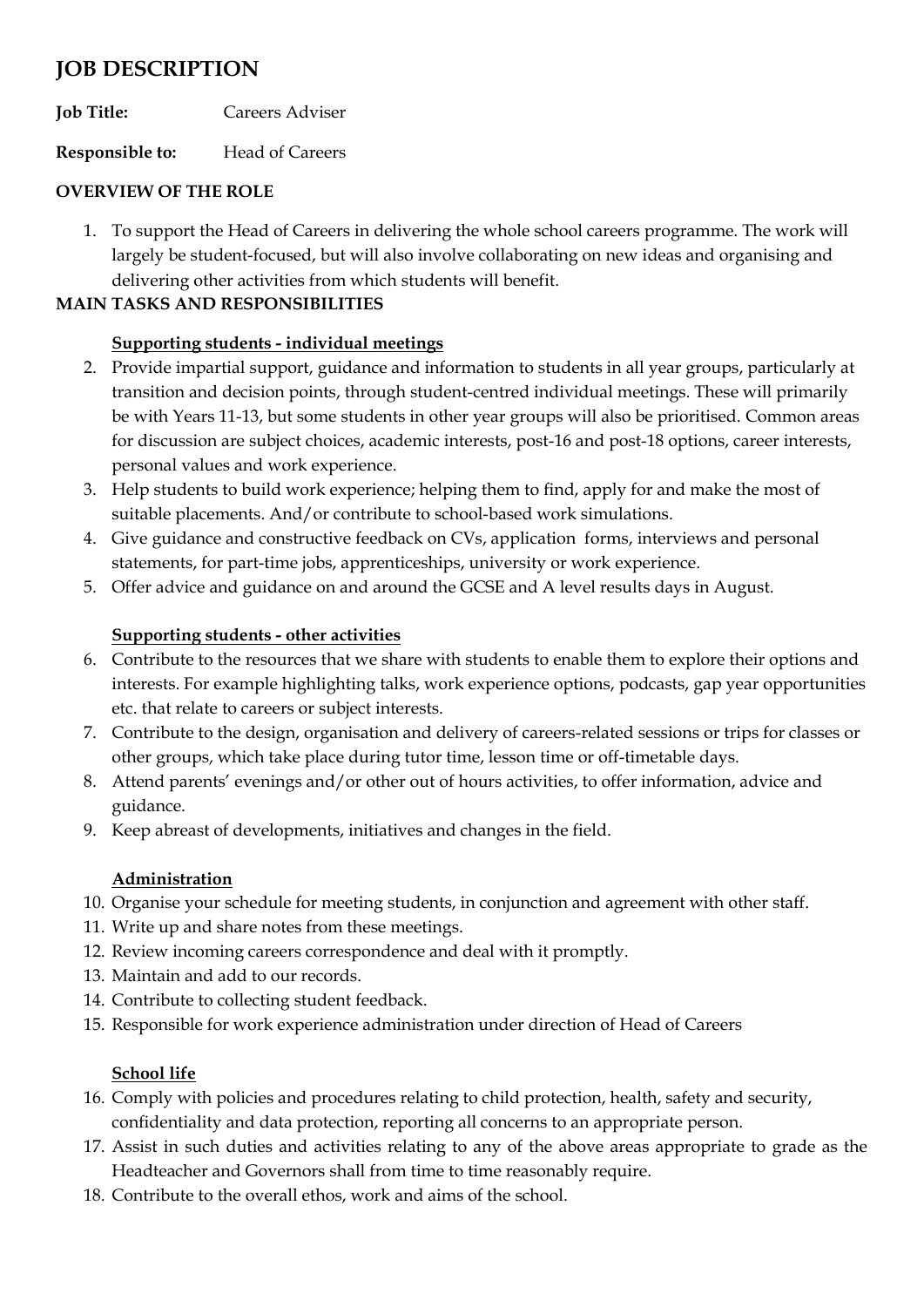# JOB DESCRIPTION

**Job Title:** Careers Adviser

**Responsible to:** Head of Careers

**OVERVIEW OF THE ROLE**

1. To support the Head of Careers in delivering the whole school careers programme. The work will largely be student-focused, but will also involve collaborating on new ideas and organising and delivering other activities from which students will benefit.

**MAIN TASKS AND RESPONSIBILITIES**

**<u>Supporting students - individual meetings</u>**

2. Provide impartial support, guidance and information to students in all year groups, particularly at transition and decision points, through student-centred individual meetings. These will primarily be with Years 11-13, but some students in other year groups will also be prioritised. Common areas for discussion are subject choices, academic interests, post-16 and post-18 options, career interests, personal values and work experience.
3. Help students to build work experience; helping them to find, apply for and make the most of suitable placements. And/or contribute to school-based work simulations.
4. Give guidance and constructive feedback on CVs, application forms, interviews and personal statements, for part-time jobs, apprenticeships, university or work experience.
5. Offer advice and guidance on and around the GCSE and A level results days in August.

**<u>Supporting students - other activities</u>**

6. Contribute to the resources that we share with students to enable them to explore their options and interests. For example highlighting talks, work experience options, podcasts, gap year opportunities etc. that relate to careers or subject interests.
7. Contribute to the design, organisation and delivery of careers-related sessions or trips for classes or other groups, which take place during tutor time, lesson time or off-timetable days.
8. Attend parents' evenings and/or other out of hours activities, to offer information, advice and guidance.
9. Keep abreast of developments, initiatives and changes in the field.

**<u>Administration</u>**

10. Organise your schedule for meeting students, in conjunction and agreement with other staff.
11. Write up and share notes from these meetings.
12. Review incoming careers correspondence and deal with it promptly.
13. Maintain and add to our records.
14. Contribute to collecting student feedback.
15. Responsible for work experience administration under direction of Head of Careers

**<u>School life</u>**

16. Comply with policies and procedures relating to child protection, health, safety and security, confidentiality and data protection, reporting all concerns to an appropriate person.
17. Assist in such duties and activities relating to any of the above areas appropriate to grade as the Headteacher and Governors shall from time to time reasonably require.
18. Contribute to the overall ethos, work and aims of the school.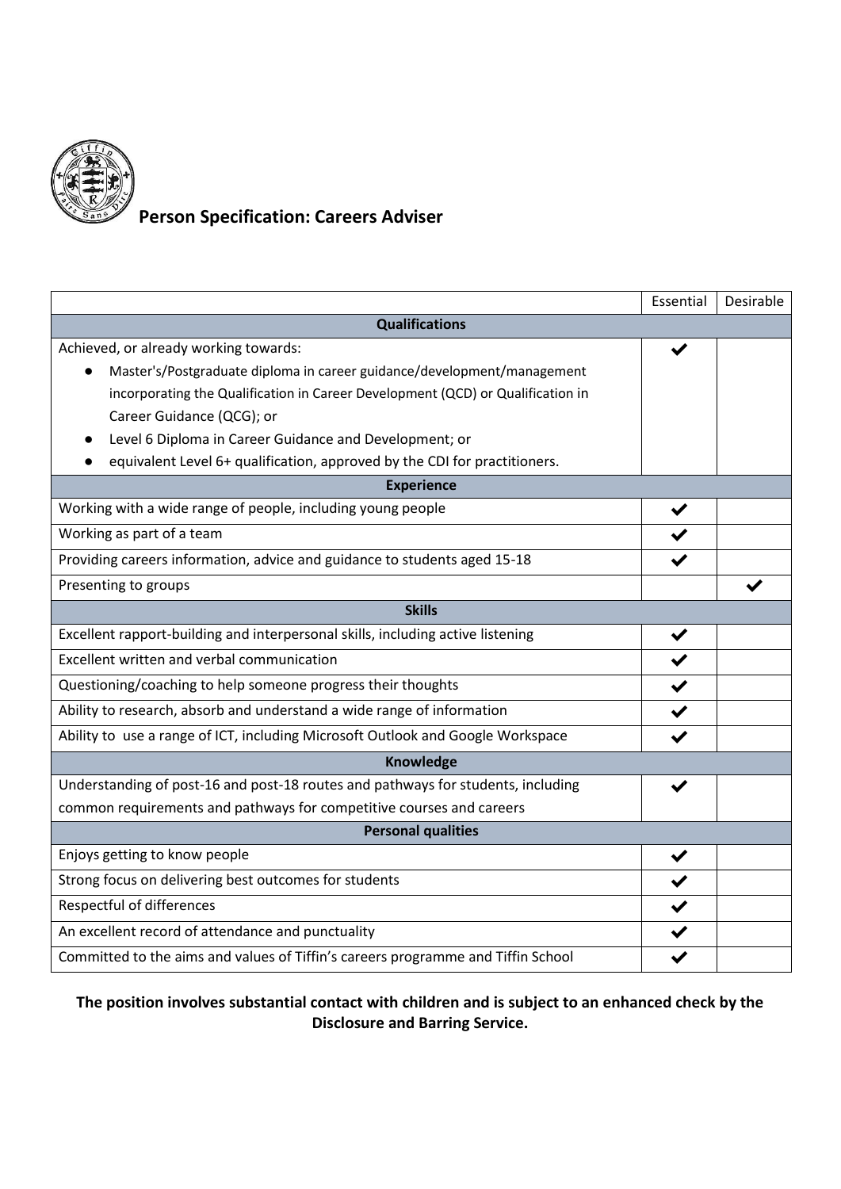# Person Specification: Careers Adviser

| | Essential | Desirable |
|---|---|---|
| **Qualifications** | | |
| Achieved, or already working towards:<br>• Master's/Postgraduate diploma in career guidance/development/management incorporating the Qualification in Career Development (QCD) or Qualification in Career Guidance (QCG); or<br>• Level 6 Diploma in Career Guidance and Development; or<br>• equivalent Level 6+ qualification, approved by the CDI for practitioners. | ✔ | |
| **Experience** | | |
| Working with a wide range of people, including young people | ✔ | |
| Working as part of a team | ✔ | |
| Providing careers information, advice and guidance to students aged 15-18 | ✔ | |
| Presenting to groups | | ✔ |
| **Skills** | | |
| Excellent rapport-building and interpersonal skills, including active listening | ✔ | |
| Excellent written and verbal communication | ✔ | |
| Questioning/coaching to help someone progress their thoughts | ✔ | |
| Ability to research, absorb and understand a wide range of information | ✔ | |
| Ability to use a range of ICT, including Microsoft Outlook and Google Workspace | ✔ | |
| **Knowledge** | | |
| Understanding of post-16 and post-18 routes and pathways for students, including common requirements and pathways for competitive courses and careers | ✔ | |
| **Personal qualities** | | |
| Enjoys getting to know people | ✔ | |
| Strong focus on delivering best outcomes for students | ✔ | |
| Respectful of differences | ✔ | |
| An excellent record of attendance and punctuality | ✔ | |
| Committed to the aims and values of Tiffin's careers programme and Tiffin School | ✔ | |

**The position involves substantial contact with children and is subject to an enhanced check by the Disclosure and Barring Service.**